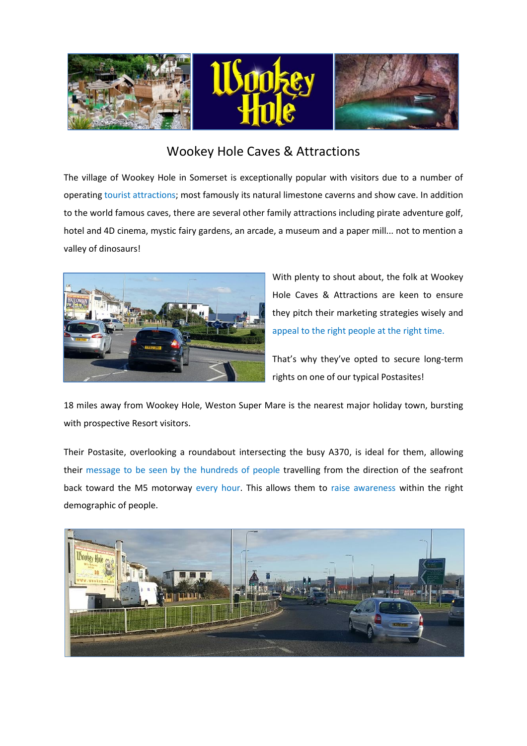# Wookey Hole Caves & Attractions

The village of Wookey Hole in Somerset is exceptionally popular with visitors due to a number of operating tourist attractions; most famously its natural limestone caverns and show cave. In addition to the world famous caves, there are several other family attractions including pirate adventure golf, hotel and 4D cinema, mystic fairy gardens, an arcade, a museum and a paper mill... not to mention a valley of dinosaurs!

With plenty to shout about, the folk at Wookey Hole Caves & Attractions are keen to ensure they pitch their marketing strategies wisely and appeal to the right people at the right time.

That's why they've opted to secure long-term rights on one of our typical Postasites!

18 miles away from Wookey Hole, Weston Super Mare is the nearest major holiday town, bursting with prospective Resort visitors.

Their Postasite, overlooking a roundabout intersecting the busy A370, is ideal for them, allowing their message to be seen by the hundreds of people travelling from the direction of the seafront back toward the M5 motorway every hour. This allows them to raise awareness within the right demographic of people.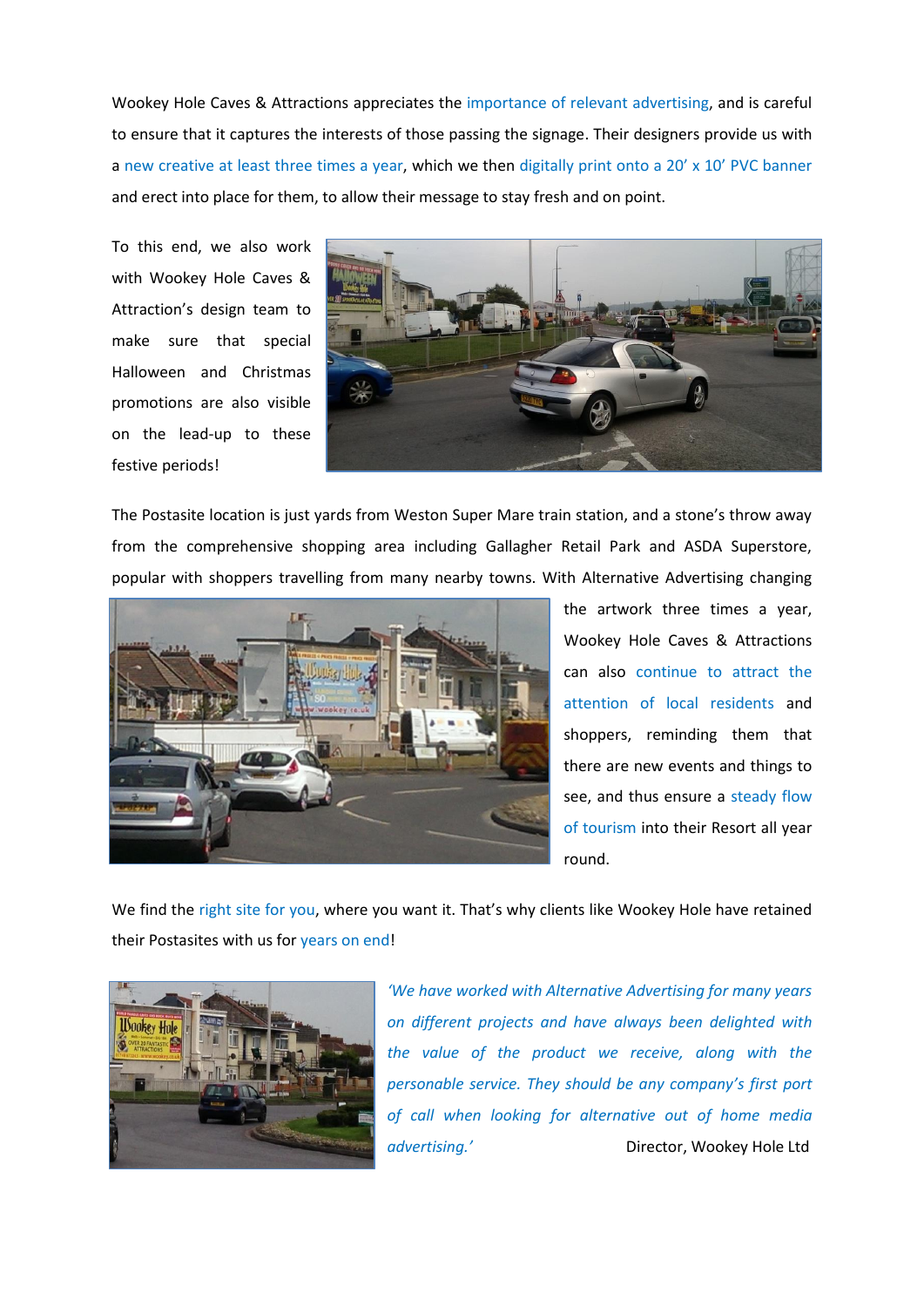Wookey Hole Caves & Attractions appreciates the importance of relevant advertising, and is careful to ensure that it captures the interests of those passing the signage. Their designers provide us with a new creative at least three times a year, which we then digitally print onto a 20' x 10' PVC banner and erect into place for them, to allow their message to stay fresh and on point.

To this end, we also work with Wookey Hole Caves & Attraction's design team to make sure that special Halloween and Christmas promotions are also visible on the lead-up to these festive periods!

The Postasite location is just yards from Weston Super Mare train station, and a stone's throw away from the comprehensive shopping area including Gallagher Retail Park and ASDA Superstore, popular with shoppers travelling from many nearby towns. With Alternative Advertising changing the artwork three times a year, Wookey Hole Caves & Attractions can also continue to attract the attention of local residents and shoppers, reminding them that there are new events and things to see, and thus ensure a steady flow of tourism into their Resort all year round.

We find the right site for you, where you want it. That's why clients like Wookey Hole have retained their Postasites with us for years on end!

*'We have worked with Alternative Advertising for many years on different projects and have always been delighted with the value of the product we receive, along with the personable service. They should be any company's first port of call when looking for alternative out of home media advertising.'*

Director, Wookey Hole Ltd